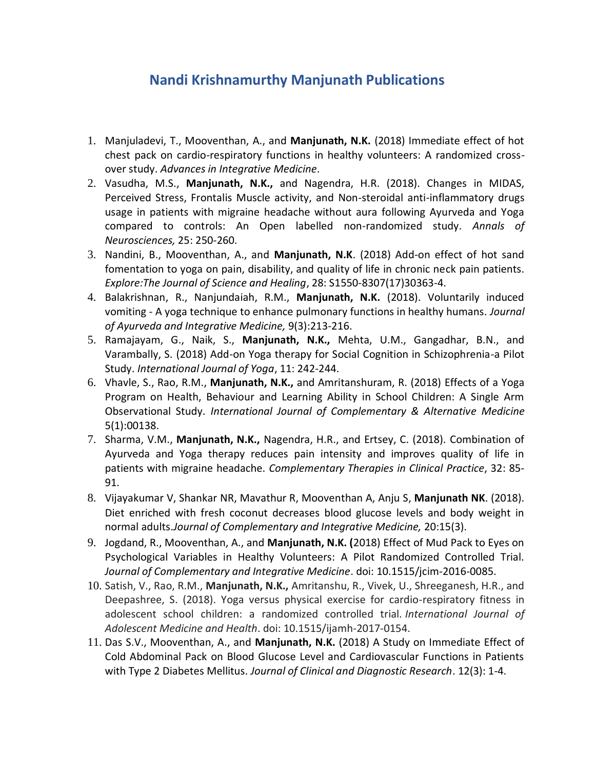# Nandi Krishnamurthy Manjunath Publications

1. Manjuladevi, T., Mooventhan, A., and **Manjunath, N.K.** (2018) Immediate effect of hot chest pack on cardio-respiratory functions in healthy volunteers: A randomized cross-over study. *Advances in Integrative Medicine*.
2. Vasudha, M.S., **Manjunath, N.K.,** and Nagendra, H.R. (2018). Changes in MIDAS, Perceived Stress, Frontalis Muscle activity, and Non-steroidal anti-inflammatory drugs usage in patients with migraine headache without aura following Ayurveda and Yoga compared to controls: An Open labelled non-randomized study. *Annals of Neurosciences,* 25: 250-260.
3. Nandini, B., Mooventhan, A., and **Manjunath, N.K**. (2018) Add-on effect of hot sand fomentation to yoga on pain, disability, and quality of life in chronic neck pain patients. *Explore:The Journal of Science and Healing*, 28: S1550-8307(17)30363-4.
4. Balakrishnan, R., Nanjundaiah, R.M., **Manjunath, N.K.** (2018). Voluntarily induced vomiting - A yoga technique to enhance pulmonary functions in healthy humans. *Journal of Ayurveda and Integrative Medicine,* 9(3):213-216.
5. Ramajayam, G., Naik, S., **Manjunath, N.K.,** Mehta, U.M., Gangadhar, B.N., and Varambally, S. (2018) Add-on Yoga therapy for Social Cognition in Schizophrenia-a Pilot Study. *International Journal of Yoga*, 11: 242-244.
6. Vhavle, S., Rao, R.M., **Manjunath, N.K.,** and Amritanshuram, R. (2018) Effects of a Yoga Program on Health, Behaviour and Learning Ability in School Children: A Single Arm Observational Study. *International Journal of Complementary & Alternative Medicine* 5(1):00138.
7. Sharma, V.M., **Manjunath, N.K.,** Nagendra, H.R., and Ertsey, C. (2018). Combination of Ayurveda and Yoga therapy reduces pain intensity and improves quality of life in patients with migraine headache. *Complementary Therapies in Clinical Practice*, 32: 85-91.
8. Vijayakumar V, Shankar NR, Mavathur R, Mooventhan A, Anju S, **Manjunath NK**. (2018). Diet enriched with fresh coconut decreases blood glucose levels and body weight in normal adults.*Journal of Complementary and Integrative Medicine,* 20:15(3).
9. Jogdand, R., Mooventhan, A., and **Manjunath, N.K. (**2018) Effect of Mud Pack to Eyes on Psychological Variables in Healthy Volunteers: A Pilot Randomized Controlled Trial. *Journal of Complementary and Integrative Medicine*. doi: 10.1515/jcim-2016-0085.
10. Satish, V., Rao, R.M., **Manjunath, N.K.,** Amritanshu, R., Vivek, U., Shreeganesh, H.R., and Deepashree, S. (2018). Yoga versus physical exercise for cardio-respiratory fitness in adolescent school children: a randomized controlled trial. *International Journal of Adolescent Medicine and Health*. doi: 10.1515/ijamh-2017-0154.
11. Das S.V., Mooventhan, A., and **Manjunath, N.K.** (2018) A Study on Immediate Effect of Cold Abdominal Pack on Blood Glucose Level and Cardiovascular Functions in Patients with Type 2 Diabetes Mellitus. *Journal of Clinical and Diagnostic Research*. 12(3): 1-4.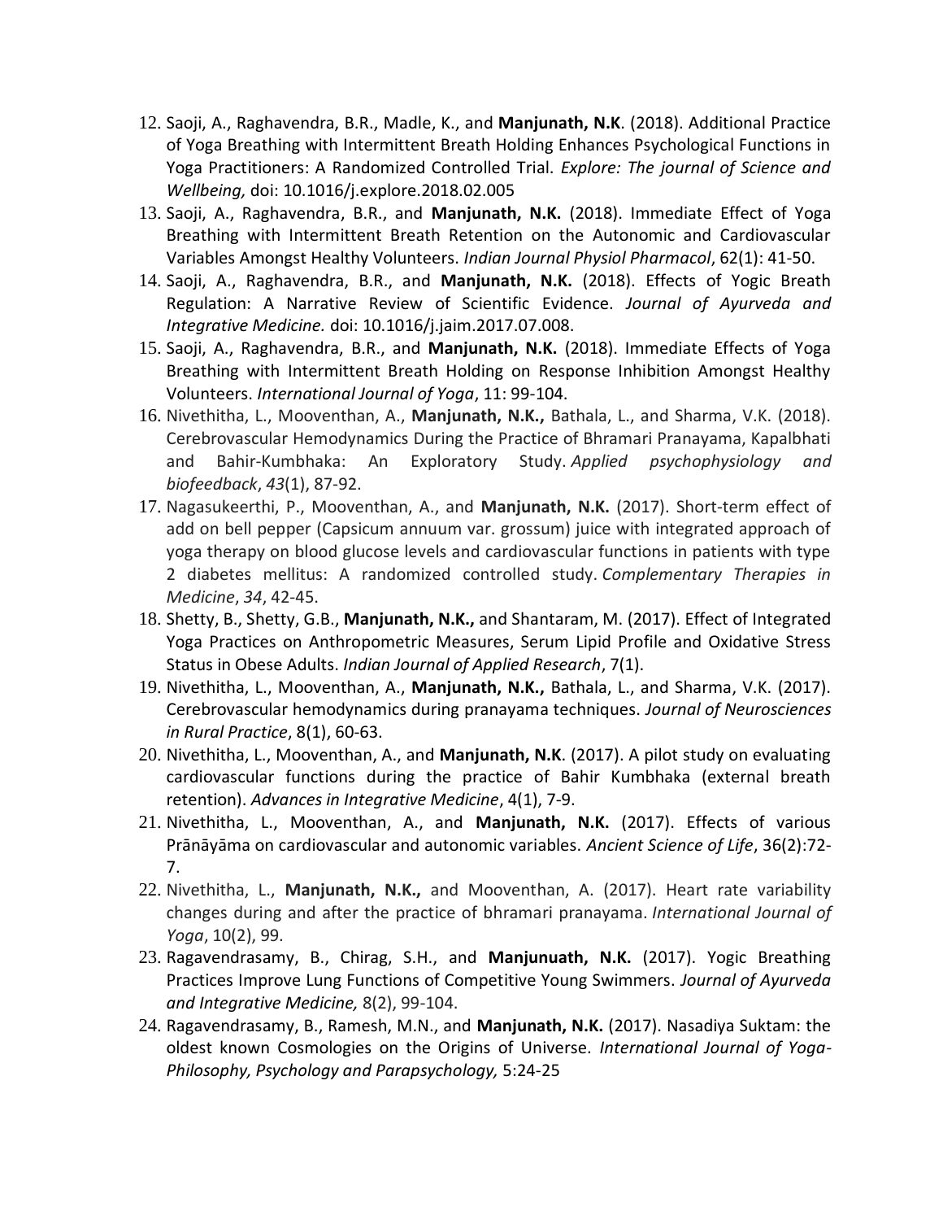12. Saoji, A., Raghavendra, B.R., Madle, K., and **Manjunath, N.K**. (2018). Additional Practice of Yoga Breathing with Intermittent Breath Holding Enhances Psychological Functions in Yoga Practitioners: A Randomized Controlled Trial. *Explore: The journal of Science and Wellbeing,* doi: 10.1016/j.explore.2018.02.005
13. Saoji, A., Raghavendra, B.R., and **Manjunath, N.K.** (2018). Immediate Effect of Yoga Breathing with Intermittent Breath Retention on the Autonomic and Cardiovascular Variables Amongst Healthy Volunteers. *Indian Journal Physiol Pharmacol*, 62(1): 41-50.
14. Saoji, A., Raghavendra, B.R., and **Manjunath, N.K.** (2018). Effects of Yogic Breath Regulation: A Narrative Review of Scientific Evidence. *Journal of Ayurveda and Integrative Medicine.* doi: 10.1016/j.jaim.2017.07.008.
15. Saoji, A., Raghavendra, B.R., and **Manjunath, N.K.** (2018). Immediate Effects of Yoga Breathing with Intermittent Breath Holding on Response Inhibition Amongst Healthy Volunteers. *International Journal of Yoga*, 11: 99-104.
16. Nivethitha, L., Mooventhan, A., **Manjunath, N.K.,** Bathala, L., and Sharma, V.K. (2018). Cerebrovascular Hemodynamics During the Practice of Bhramari Pranayama, Kapalbhati and Bahir-Kumbhaka: An Exploratory Study. *Applied psychophysiology and biofeedback*, *43*(1), 87-92.
17. Nagasukeerthi, P., Mooventhan, A., and **Manjunath, N.K.** (2017). Short-term effect of add on bell pepper (Capsicum annuum var. grossum) juice with integrated approach of yoga therapy on blood glucose levels and cardiovascular functions in patients with type 2 diabetes mellitus: A randomized controlled study. *Complementary Therapies in Medicine*, *34*, 42-45.
18. Shetty, B., Shetty, G.B., **Manjunath, N.K.,** and Shantaram, M. (2017). Effect of Integrated Yoga Practices on Anthropometric Measures, Serum Lipid Profile and Oxidative Stress Status in Obese Adults. *Indian Journal of Applied Research*, 7(1).
19. Nivethitha, L., Mooventhan, A., **Manjunath, N.K.,** Bathala, L., and Sharma, V.K. (2017). Cerebrovascular hemodynamics during pranayama techniques. *Journal of Neurosciences in Rural Practice*, 8(1), 60-63.
20. Nivethitha, L., Mooventhan, A., and **Manjunath, N.K**. (2017). A pilot study on evaluating cardiovascular functions during the practice of Bahir Kumbhaka (external breath retention). *Advances in Integrative Medicine*, 4(1), 7-9.
21. Nivethitha, L., Mooventhan, A., and **Manjunath, N.K.** (2017). Effects of various Prāṇāyāma on cardiovascular and autonomic variables. *Ancient Science of Life*, 36(2):72-7.
22. Nivethitha, L., **Manjunath, N.K.,** and Mooventhan, A. (2017). Heart rate variability changes during and after the practice of bhramari pranayama. *International Journal of Yoga*, 10(2), 99.
23. Ragavendrasamy, B., Chirag, S.H., and **Manjunuath, N.K.** (2017). Yogic Breathing Practices Improve Lung Functions of Competitive Young Swimmers. *Journal of Ayurveda and Integrative Medicine,* 8(2), 99-104.
24. Ragavendrasamy, B., Ramesh, M.N., and **Manjunath, N.K.** (2017). Nasadiya Suktam: the oldest known Cosmologies on the Origins of Universe. *International Journal of Yoga-Philosophy, Psychology and Parapsychology,* 5:24-25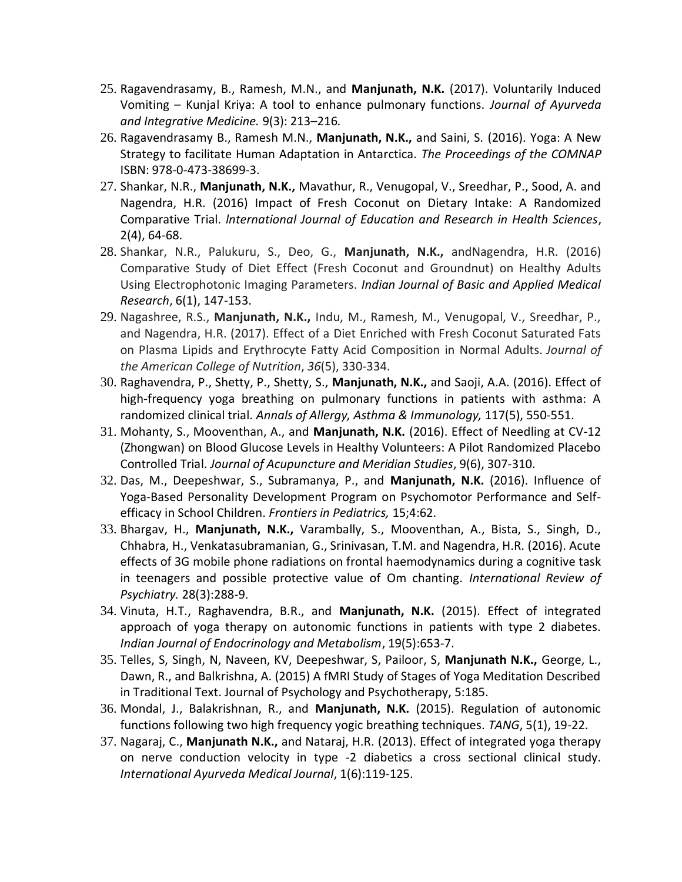25. Ragavendrasamy, B., Ramesh, M.N., and **Manjunath, N.K.** (2017). Voluntarily Induced Vomiting – Kunjal Kriya: A tool to enhance pulmonary functions. *Journal of Ayurveda and Integrative Medicine.* 9(3): 213–216*.*
26. Ragavendrasamy B., Ramesh M.N., **Manjunath, N.K.,** and Saini, S. (2016). Yoga: A New Strategy to facilitate Human Adaptation in Antarctica. *The Proceedings of the COMNAP* ISBN: 978-0-473-38699-3.
27. Shankar, N.R., **Manjunath, N.K.,** Mavathur, R., Venugopal, V., Sreedhar, P., Sood, A. and Nagendra, H.R. (2016) Impact of Fresh Coconut on Dietary Intake: A Randomized Comparative Trial. *lnternational Journal of Education and Research in Health Sciences*, 2(4), 64-68.
28. Shankar, N.R., Palukuru, S., Deo, G., **Manjunath, N.K.,** andNagendra, H.R. (2016) Comparative Study of Diet Effect (Fresh Coconut and Groundnut) on Healthy Adults Using Electrophotonic Imaging Parameters. *Indian Journal of Basic and Applied Medical Research*, 6(1), 147-153.
29. Nagashree, R.S., **Manjunath, N.K.,** Indu, M., Ramesh, M., Venugopal, V., Sreedhar, P., and Nagendra, H.R. (2017). Effect of a Diet Enriched with Fresh Coconut Saturated Fats on Plasma Lipids and Erythrocyte Fatty Acid Composition in Normal Adults. *Journal of the American College of Nutrition*, *36*(5), 330-334.
30. Raghavendra, P., Shetty, P., Shetty, S., **Manjunath, N.K.,** and Saoji, A.A. (2016). Effect of high-frequency yoga breathing on pulmonary functions in patients with asthma: A randomized clinical trial. *Annals of Allergy, Asthma & Immunology,* 117(5), 550-551.
31. Mohanty, S., Mooventhan, A., and **Manjunath, N.K.** (2016). Effect of Needling at CV-12 (Zhongwan) on Blood Glucose Levels in Healthy Volunteers: A Pilot Randomized Placebo Controlled Trial. *Journal of Acupuncture and Meridian Studies*, 9(6), 307-310.
32. Das, M., Deepeshwar, S., Subramanya, P., and **Manjunath, N.K.** (2016). Influence of Yoga-Based Personality Development Program on Psychomotor Performance and Self-efficacy in School Children. *Frontiers in Pediatrics,* 15;4:62.
33. Bhargav, H., **Manjunath, N.K.,** Varambally, S., Mooventhan, A., Bista, S., Singh, D., Chhabra, H., Venkatasubramanian, G., Srinivasan, T.M. and Nagendra, H.R. (2016). Acute effects of 3G mobile phone radiations on frontal haemodynamics during a cognitive task in teenagers and possible protective value of Om chanting. *International Review of Psychiatry.* 28(3):288-9.
34. Vinuta, H.T., Raghavendra, B.R., and **Manjunath, N.K.** (2015). Effect of integrated approach of yoga therapy on autonomic functions in patients with type 2 diabetes. *Indian Journal of Endocrinology and Metabolism*, 19(5):653-7.
35. Telles, S, Singh, N, Naveen, KV, Deepeshwar, S, Pailoor, S, **Manjunath N.K.,** George, L., Dawn, R., and Balkrishna, A. (2015) A fMRI Study of Stages of Yoga Meditation Described in Traditional Text. Journal of Psychology and Psychotherapy, 5:185.
36. Mondal, J., Balakrishnan, R., and **Manjunath, N.K.** (2015). Regulation of autonomic functions following two high frequency yogic breathing techniques. *TANG*, 5(1), 19-22.
37. Nagaraj, C., **Manjunath N.K.,** and Nataraj, H.R. (2013). Effect of integrated yoga therapy on nerve conduction velocity in type -2 diabetics a cross sectional clinical study. *International Ayurveda Medical Journal*, 1(6):119-125.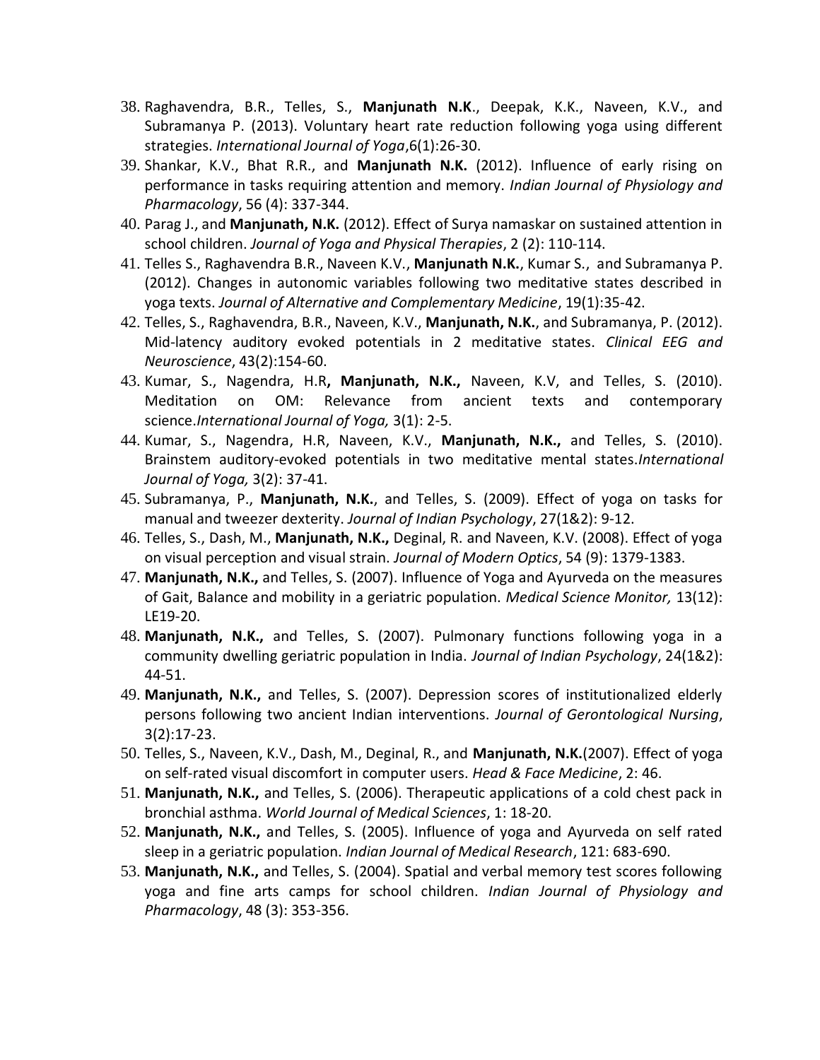38. Raghavendra, B.R., Telles, S., **Manjunath N.K**., Deepak, K.K., Naveen, K.V., and Subramanya P. (2013). Voluntary heart rate reduction following yoga using different strategies. *International Journal of Yoga*,6(1):26-30.
39. Shankar, K.V., Bhat R.R., and **Manjunath N.K.** (2012). Influence of early rising on performance in tasks requiring attention and memory. *Indian Journal of Physiology and Pharmacology*, 56 (4): 337-344.
40. Parag J., and **Manjunath, N.K.** (2012). Effect of Surya namaskar on sustained attention in school children. *Journal of Yoga and Physical Therapies*, 2 (2): 110-114.
41. Telles S., Raghavendra B.R., Naveen K.V., **Manjunath N.K.**, Kumar S., and Subramanya P. (2012). Changes in autonomic variables following two meditative states described in yoga texts. *Journal of Alternative and Complementary Medicine*, 19(1):35-42.
42. Telles, S., Raghavendra, B.R., Naveen, K.V., **Manjunath, N.K.**, and Subramanya, P. (2012). Mid-latency auditory evoked potentials in 2 meditative states. *Clinical EEG and Neuroscience*, 43(2):154-60.
43. Kumar, S., Nagendra, H.R**, Manjunath, N.K.,** Naveen, K.V, and Telles, S. (2010). Meditation on OM: Relevance from ancient texts and contemporary science.*International Journal of Yoga,* 3(1): 2-5.
44. Kumar, S., Nagendra, H.R, Naveen, K.V., **Manjunath, N.K.,** and Telles, S. (2010). Brainstem auditory-evoked potentials in two meditative mental states.*International Journal of Yoga,* 3(2): 37-41.
45. Subramanya, P., **Manjunath, N.K.**, and Telles, S. (2009). Effect of yoga on tasks for manual and tweezer dexterity. *Journal of Indian Psychology*, 27(1&2): 9-12.
46. Telles, S., Dash, M., **Manjunath, N.K.,** Deginal, R. and Naveen, K.V. (2008). Effect of yoga on visual perception and visual strain. *Journal of Modern Optics*, 54 (9): 1379-1383.
47. **Manjunath, N.K.,** and Telles, S. (2007). Influence of Yoga and Ayurveda on the measures of Gait, Balance and mobility in a geriatric population. *Medical Science Monitor,* 13(12): LE19-20.
48. **Manjunath, N.K.,** and Telles, S. (2007). Pulmonary functions following yoga in a community dwelling geriatric population in India. *Journal of Indian Psychology*, 24(1&2): 44-51.
49. **Manjunath, N.K.,** and Telles, S. (2007). Depression scores of institutionalized elderly persons following two ancient Indian interventions. *Journal of Gerontological Nursing*, 3(2):17-23.
50. Telles, S., Naveen, K.V., Dash, M., Deginal, R., and **Manjunath, N.K.**(2007). Effect of yoga on self-rated visual discomfort in computer users. *Head & Face Medicine*, 2: 46.
51. **Manjunath, N.K.,** and Telles, S. (2006). Therapeutic applications of a cold chest pack in bronchial asthma. *World Journal of Medical Sciences*, 1: 18-20.
52. **Manjunath, N.K.,** and Telles, S. (2005). Influence of yoga and Ayurveda on self rated sleep in a geriatric population. *Indian Journal of Medical Research*, 121: 683-690.
53. **Manjunath, N.K.,** and Telles, S. (2004). Spatial and verbal memory test scores following yoga and fine arts camps for school children. *Indian Journal of Physiology and Pharmacology*, 48 (3): 353-356.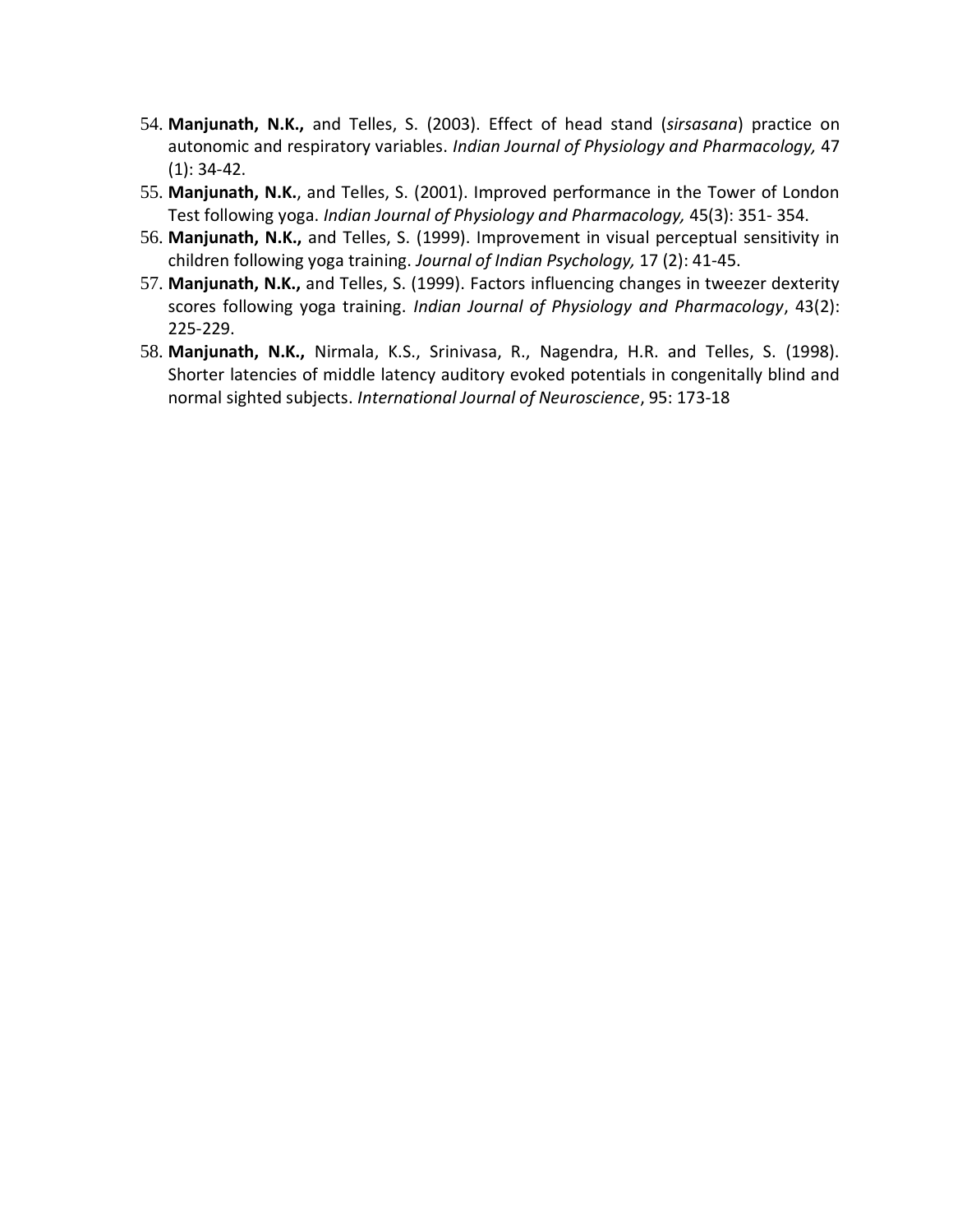54. **Manjunath, N.K.,** and Telles, S. (2003). Effect of head stand (*sirsasana*) practice on autonomic and respiratory variables. *Indian Journal of Physiology and Pharmacology,* 47 (1): 34-42.
55. **Manjunath, N.K.**, and Telles, S. (2001). Improved performance in the Tower of London Test following yoga. *Indian Journal of Physiology and Pharmacology,* 45(3): 351- 354.
56. **Manjunath, N.K.,** and Telles, S. (1999). Improvement in visual perceptual sensitivity in children following yoga training. *Journal of Indian Psychology,* 17 (2): 41-45.
57. **Manjunath, N.K.,** and Telles, S. (1999). Factors influencing changes in tweezer dexterity scores following yoga training. *Indian Journal of Physiology and Pharmacology*, 43(2): 225-229.
58. **Manjunath, N.K.,** Nirmala, K.S., Srinivasa, R., Nagendra, H.R. and Telles, S. (1998). Shorter latencies of middle latency auditory evoked potentials in congenitally blind and normal sighted subjects. *International Journal of Neuroscience*, 95: 173-18